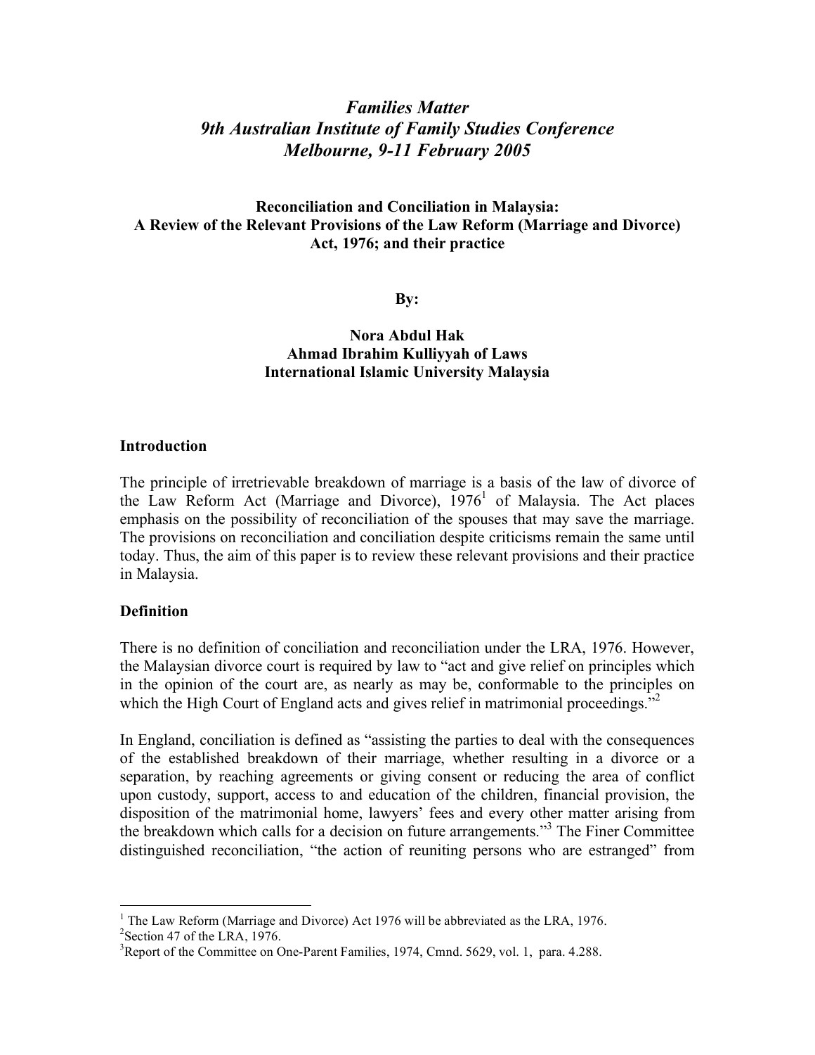*Families Matter*
*9th Australian Institute of Family Studies Conference*
*Melbourne, 9-11 February 2005*

# Reconciliation and Conciliation in Malaysia: A Review of the Relevant Provisions of the Law Reform (Marriage and Divorce) Act, 1976; and their practice

**By:**

**Nora Abdul Hak**
**Ahmad Ibrahim Kulliyyah of Laws**
**International Islamic University Malaysia**

## Introduction

The principle of irretrievable breakdown of marriage is a basis of the law of divorce of the Law Reform Act (Marriage and Divorce), 1976[1] of Malaysia. The Act places emphasis on the possibility of reconciliation of the spouses that may save the marriage. The provisions on reconciliation and conciliation despite criticisms remain the same until today. Thus, the aim of this paper is to review these relevant provisions and their practice in Malaysia.

## Definition

There is no definition of conciliation and reconciliation under the LRA, 1976. However, the Malaysian divorce court is required by law to "act and give relief on principles which in the opinion of the court are, as nearly as may be, conformable to the principles on which the High Court of England acts and gives relief in matrimonial proceedings."[2]

In England, conciliation is defined as "assisting the parties to deal with the consequences of the established breakdown of their marriage, whether resulting in a divorce or a separation, by reaching agreements or giving consent or reducing the area of conflict upon custody, support, access to and education of the children, financial provision, the disposition of the matrimonial home, lawyers' fees and every other matter arising from the breakdown which calls for a decision on future arrangements."[3] The Finer Committee distinguished reconciliation, "the action of reuniting persons who are estranged" from

---

[1] The Law Reform (Marriage and Divorce) Act 1976 will be abbreviated as the LRA, 1976.
[2] Section 47 of the LRA, 1976.
[3] Report of the Committee on One-Parent Families, 1974, Cmnd. 5629, vol. 1, para. 4.288.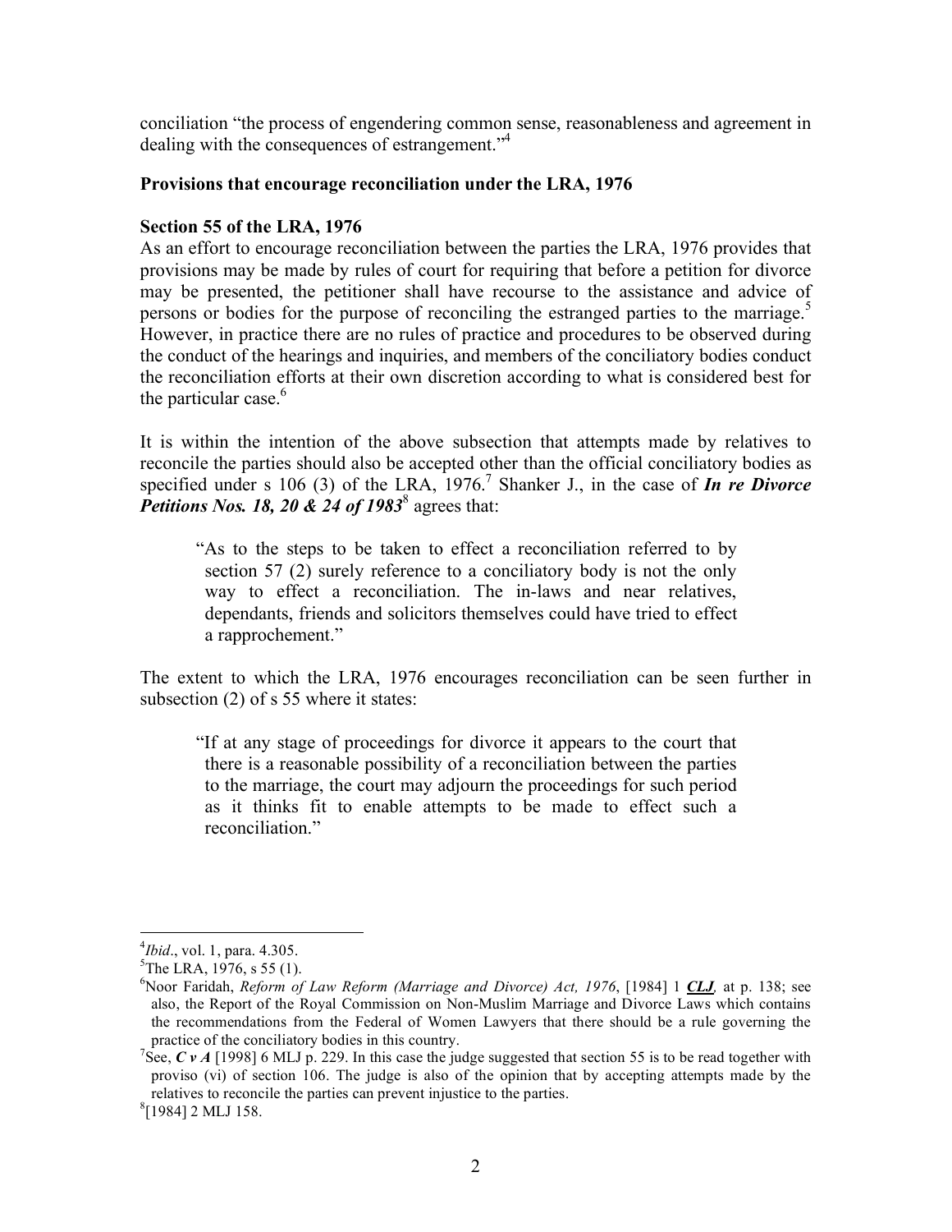conciliation "the process of engendering common sense, reasonableness and agreement in dealing with the consequences of estrangement."[4]

**Provisions that encourage reconciliation under the LRA, 1976**

**Section 55 of the LRA, 1976**

As an effort to encourage reconciliation between the parties the LRA, 1976 provides that provisions may be made by rules of court for requiring that before a petition for divorce may be presented, the petitioner shall have recourse to the assistance and advice of persons or bodies for the purpose of reconciling the estranged parties to the marriage.[5] However, in practice there are no rules of practice and procedures to be observed during the conduct of the hearings and inquiries, and members of the conciliatory bodies conduct the reconciliation efforts at their own discretion according to what is considered best for the particular case.[6]

It is within the intention of the above subsection that attempts made by relatives to reconcile the parties should also be accepted other than the official conciliatory bodies as specified under s 106 (3) of the LRA, 1976.[7] Shanker J., in the case of ***In re Divorce Petitions Nos. 18, 20 & 24 of 1983***[8] agrees that:

> "As to the steps to be taken to effect a reconciliation referred to by section 57 (2) surely reference to a conciliatory body is not the only way to effect a reconciliation. The in-laws and near relatives, dependants, friends and solicitors themselves could have tried to effect a rapprochement."

The extent to which the LRA, 1976 encourages reconciliation can be seen further in subsection (2) of s 55 where it states:

> "If at any stage of proceedings for divorce it appears to the court that there is a reasonable possibility of a reconciliation between the parties to the marriage, the court may adjourn the proceedings for such period as it thinks fit to enable attempts to be made to effect such a reconciliation."

---

[4] *Ibid*., vol. 1, para. 4.305.

[5] The LRA, 1976, s 55 (1).

[6] Noor Faridah, *Reform of Law Reform (Marriage and Divorce) Act, 1976*, [1984] 1 ***CLJ***, at p. 138; see also, the Report of the Royal Commission on Non-Muslim Marriage and Divorce Laws which contains the recommendations from the Federal of Women Lawyers that there should be a rule governing the practice of the conciliatory bodies in this country.

[7] See, ***C v A*** [1998] 6 MLJ p. 229. In this case the judge suggested that section 55 is to be read together with proviso (vi) of section 106. The judge is also of the opinion that by accepting attempts made by the relatives to reconcile the parties can prevent injustice to the parties.

[8] [1984] 2 MLJ 158.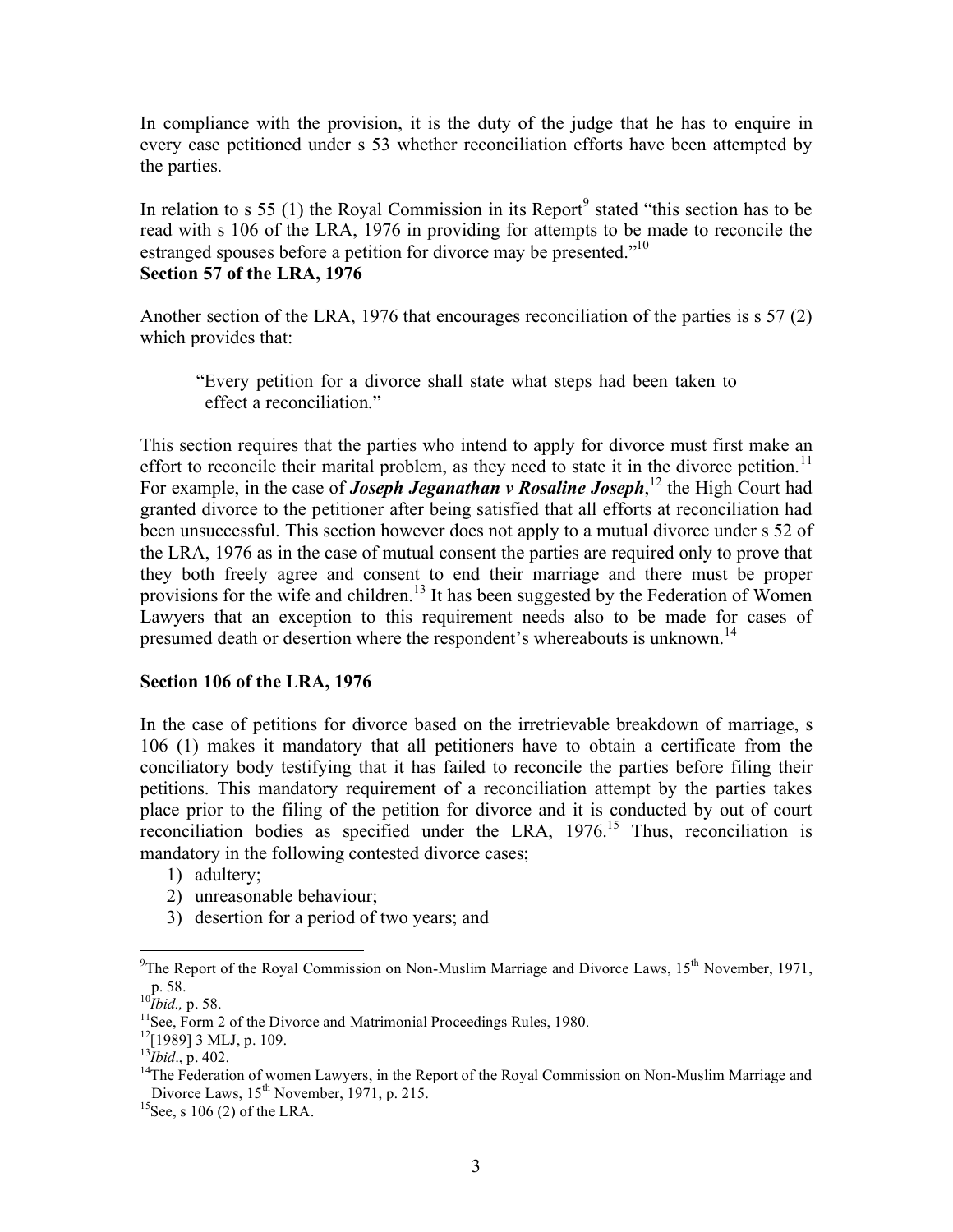In compliance with the provision, it is the duty of the judge that he has to enquire in every case petitioned under s 53 whether reconciliation efforts have been attempted by the parties.

In relation to s 55 (1) the Royal Commission in its Report[9] stated "this section has to be read with s 106 of the LRA, 1976 in providing for attempts to be made to reconcile the estranged spouses before a petition for divorce may be presented."[10]

**Section 57 of the LRA, 1976**

Another section of the LRA, 1976 that encourages reconciliation of the parties is s 57 (2) which provides that:

> "Every petition for a divorce shall state what steps had been taken to effect a reconciliation."

This section requires that the parties who intend to apply for divorce must first make an effort to reconcile their marital problem, as they need to state it in the divorce petition.[11] For example, in the case of ***Joseph Jeganathan v Rosaline Joseph***,[12] the High Court had granted divorce to the petitioner after being satisfied that all efforts at reconciliation had been unsuccessful. This section however does not apply to a mutual divorce under s 52 of the LRA, 1976 as in the case of mutual consent the parties are required only to prove that they both freely agree and consent to end their marriage and there must be proper provisions for the wife and children.[13] It has been suggested by the Federation of Women Lawyers that an exception to this requirement needs also to be made for cases of presumed death or desertion where the respondent's whereabouts is unknown.[14]

**Section 106 of the LRA, 1976**

In the case of petitions for divorce based on the irretrievable breakdown of marriage, s 106 (1) makes it mandatory that all petitioners have to obtain a certificate from the conciliatory body testifying that it has failed to reconcile the parties before filing their petitions. This mandatory requirement of a reconciliation attempt by the parties takes place prior to the filing of the petition for divorce and it is conducted by out of court reconciliation bodies as specified under the LRA, 1976.[15] Thus, reconciliation is mandatory in the following contested divorce cases;

1) adultery;
2) unreasonable behaviour;
3) desertion for a period of two years; and

---

[9] The Report of the Royal Commission on Non-Muslim Marriage and Divorce Laws, 15th November, 1971, p. 58.

[10] *Ibid.,* p. 58.

[11] See, Form 2 of the Divorce and Matrimonial Proceedings Rules, 1980.

[12] [1989] 3 MLJ, p. 109.

[13] *Ibid*., p. 402.

[14] The Federation of women Lawyers, in the Report of the Royal Commission on Non-Muslim Marriage and Divorce Laws, 15th November, 1971, p. 215.

[15] See, s 106 (2) of the LRA.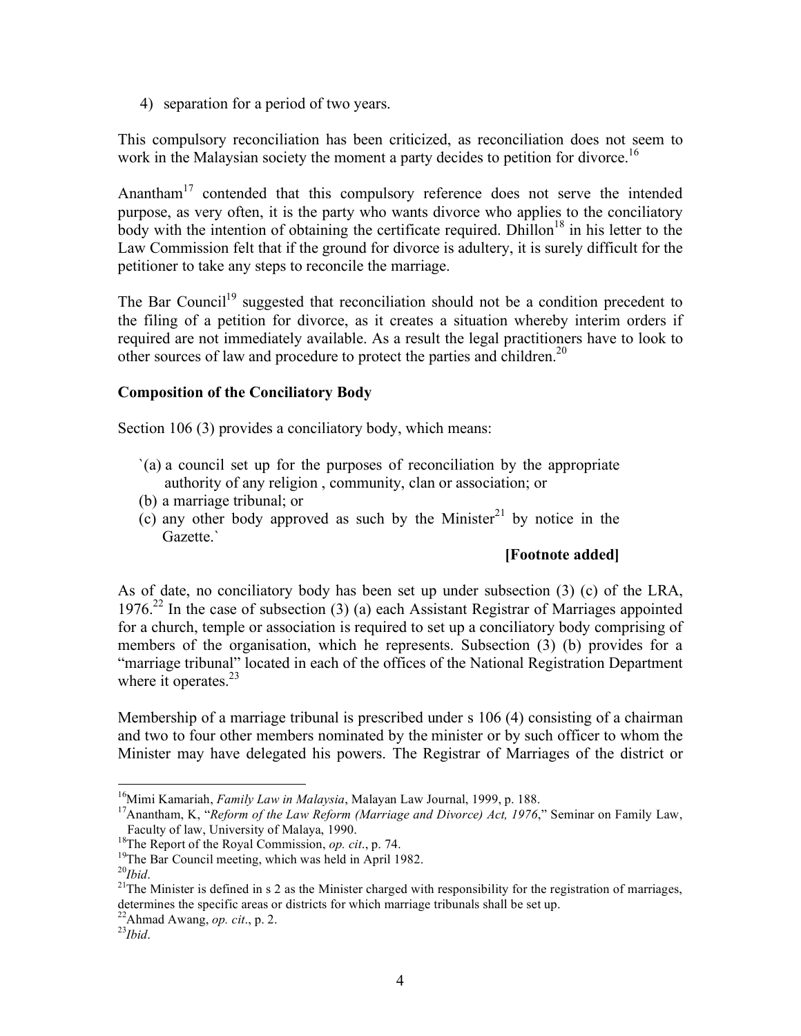4) separation for a period of two years.

This compulsory reconciliation has been criticized, as reconciliation does not seem to work in the Malaysian society the moment a party decides to petition for divorce.[16]

Anantham[17] contended that this compulsory reference does not serve the intended purpose, as very often, it is the party who wants divorce who applies to the conciliatory body with the intention of obtaining the certificate required. Dhillon[18] in his letter to the Law Commission felt that if the ground for divorce is adultery, it is surely difficult for the petitioner to take any steps to reconcile the marriage.

The Bar Council[19] suggested that reconciliation should not be a condition precedent to the filing of a petition for divorce, as it creates a situation whereby interim orders if required are not immediately available. As a result the legal practitioners have to look to other sources of law and procedure to protect the parties and children.[20]

**Composition of the Conciliatory Body**

Section 106 (3) provides a conciliatory body, which means:

> `(a) a council set up for the purposes of reconciliation by the appropriate authority of any religion , community, clan or association; or
> (b) a marriage tribunal; or
> (c) any other body approved as such by the Minister[21] by notice in the Gazette.`
>
> **[Footnote added]**

As of date, no conciliatory body has been set up under subsection (3) (c) of the LRA, 1976.[22] In the case of subsection (3) (a) each Assistant Registrar of Marriages appointed for a church, temple or association is required to set up a conciliatory body comprising of members of the organisation, which he represents. Subsection (3) (b) provides for a "marriage tribunal" located in each of the offices of the National Registration Department where it operates.[23]

Membership of a marriage tribunal is prescribed under s 106 (4) consisting of a chairman and two to four other members nominated by the minister or by such officer to whom the Minister may have delegated his powers. The Registrar of Marriages of the district or

---

[16] Mimi Kamariah, *Family Law in Malaysia*, Malayan Law Journal, 1999, p. 188.

[17] Anantham, K, "*Reform of the Law Reform (Marriage and Divorce) Act, 1976*," Seminar on Family Law, Faculty of law, University of Malaya, 1990.

[18] The Report of the Royal Commission, *op. cit*., p. 74.

[19] The Bar Council meeting, which was held in April 1982.

[20] *Ibid*.

[21] The Minister is defined in s 2 as the Minister charged with responsibility for the registration of marriages, determines the specific areas or districts for which marriage tribunals shall be set up.

[22] Ahmad Awang, *op. cit*., p. 2.

[23] *Ibid*.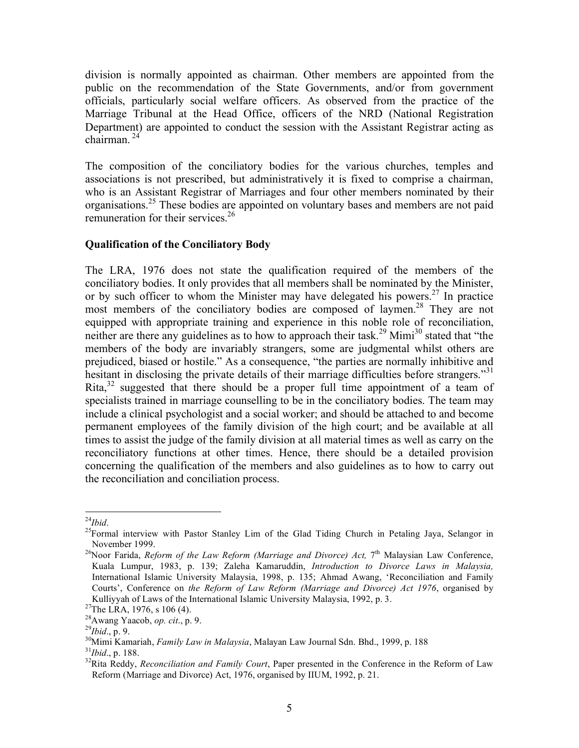division is normally appointed as chairman. Other members are appointed from the public on the recommendation of the State Governments, and/or from government officials, particularly social welfare officers. As observed from the practice of the Marriage Tribunal at the Head Office, officers of the NRD (National Registration Department) are appointed to conduct the session with the Assistant Registrar acting as chairman. [24]

The composition of the conciliatory bodies for the various churches, temples and associations is not prescribed, but administratively it is fixed to comprise a chairman, who is an Assistant Registrar of Marriages and four other members nominated by their organisations.[25] These bodies are appointed on voluntary bases and members are not paid remuneration for their services.[26]

**Qualification of the Conciliatory Body**

The LRA, 1976 does not state the qualification required of the members of the conciliatory bodies. It only provides that all members shall be nominated by the Minister, or by such officer to whom the Minister may have delegated his powers.[27] In practice most members of the conciliatory bodies are composed of laymen.[28] They are not equipped with appropriate training and experience in this noble role of reconciliation, neither are there any guidelines as to how to approach their task.[29] Mimi[30] stated that "the members of the body are invariably strangers, some are judgmental whilst others are prejudiced, biased or hostile." As a consequence, "the parties are normally inhibitive and hesitant in disclosing the private details of their marriage difficulties before strangers."[31] Rita,[32] suggested that there should be a proper full time appointment of a team of specialists trained in marriage counselling to be in the conciliatory bodies. The team may include a clinical psychologist and a social worker; and should be attached to and become permanent employees of the family division of the high court; and be available at all times to assist the judge of the family division at all material times as well as carry on the reconciliatory functions at other times. Hence, there should be a detailed provision concerning the qualification of the members and also guidelines as to how to carry out the reconciliation and conciliation process.

---

[24] *Ibid*.

[25] Formal interview with Pastor Stanley Lim of the Glad Tiding Church in Petaling Jaya, Selangor in November 1999.

[26] Noor Farida, *Reform of the Law Reform (Marriage and Divorce) Act,* 7th Malaysian Law Conference, Kuala Lumpur, 1983, p. 139; Zaleha Kamaruddin, *Introduction to Divorce Laws in Malaysia,* International Islamic University Malaysia, 1998, p. 135; Ahmad Awang, 'Reconciliation and Family Courts', Conference on *the Reform of Law Reform (Marriage and Divorce) Act 1976*, organised by Kulliyyah of Laws of the International Islamic University Malaysia, 1992, p. 3.

[27] The LRA, 1976, s 106 (4).

[28] Awang Yaacob, *op. cit*., p. 9.

[29] *Ibid*., p. 9.

[30] Mimi Kamariah, *Family Law in Malaysia*, Malayan Law Journal Sdn. Bhd., 1999, p. 188

[31] *Ibid*., p. 188.

[32] Rita Reddy, *Reconciliation and Family Court*, Paper presented in the Conference in the Reform of Law Reform (Marriage and Divorce) Act, 1976, organised by IIUM, 1992, p. 21.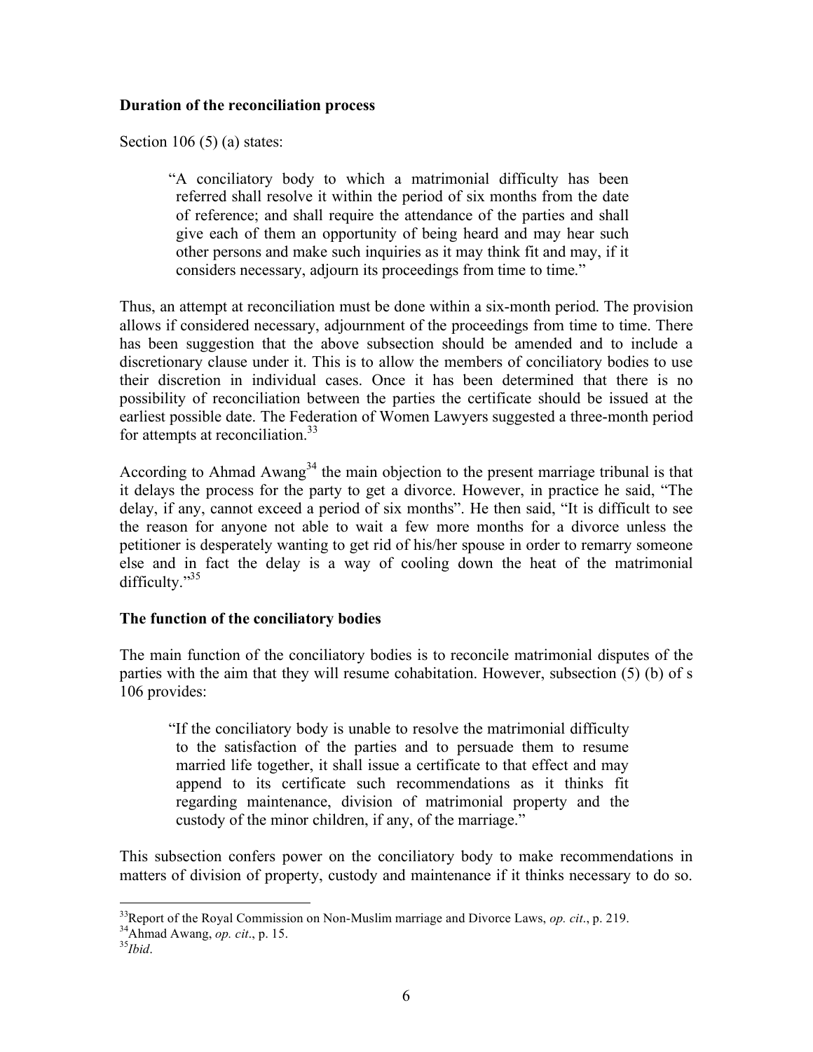**Duration of the reconciliation process**

Section 106 (5) (a) states:

> "A conciliatory body to which a matrimonial difficulty has been referred shall resolve it within the period of six months from the date of reference; and shall require the attendance of the parties and shall give each of them an opportunity of being heard and may hear such other persons and make such inquiries as it may think fit and may, if it considers necessary, adjourn its proceedings from time to time."

Thus, an attempt at reconciliation must be done within a six-month period. The provision allows if considered necessary, adjournment of the proceedings from time to time. There has been suggestion that the above subsection should be amended and to include a discretionary clause under it. This is to allow the members of conciliatory bodies to use their discretion in individual cases. Once it has been determined that there is no possibility of reconciliation between the parties the certificate should be issued at the earliest possible date. The Federation of Women Lawyers suggested a three-month period for attempts at reconciliation.[33]

According to Ahmad Awang[34] the main objection to the present marriage tribunal is that it delays the process for the party to get a divorce. However, in practice he said, "The delay, if any, cannot exceed a period of six months". He then said, "It is difficult to see the reason for anyone not able to wait a few more months for a divorce unless the petitioner is desperately wanting to get rid of his/her spouse in order to remarry someone else and in fact the delay is a way of cooling down the heat of the matrimonial difficulty."[35]

**The function of the conciliatory bodies**

The main function of the conciliatory bodies is to reconcile matrimonial disputes of the parties with the aim that they will resume cohabitation. However, subsection (5) (b) of s 106 provides:

> "If the conciliatory body is unable to resolve the matrimonial difficulty to the satisfaction of the parties and to persuade them to resume married life together, it shall issue a certificate to that effect and may append to its certificate such recommendations as it thinks fit regarding maintenance, division of matrimonial property and the custody of the minor children, if any, of the marriage."

This subsection confers power on the conciliatory body to make recommendations in matters of division of property, custody and maintenance if it thinks necessary to do so.

---

[33] Report of the Royal Commission on Non-Muslim marriage and Divorce Laws, *op. cit*., p. 219.
[34] Ahmad Awang, *op. cit*., p. 15.
[35] *Ibid*.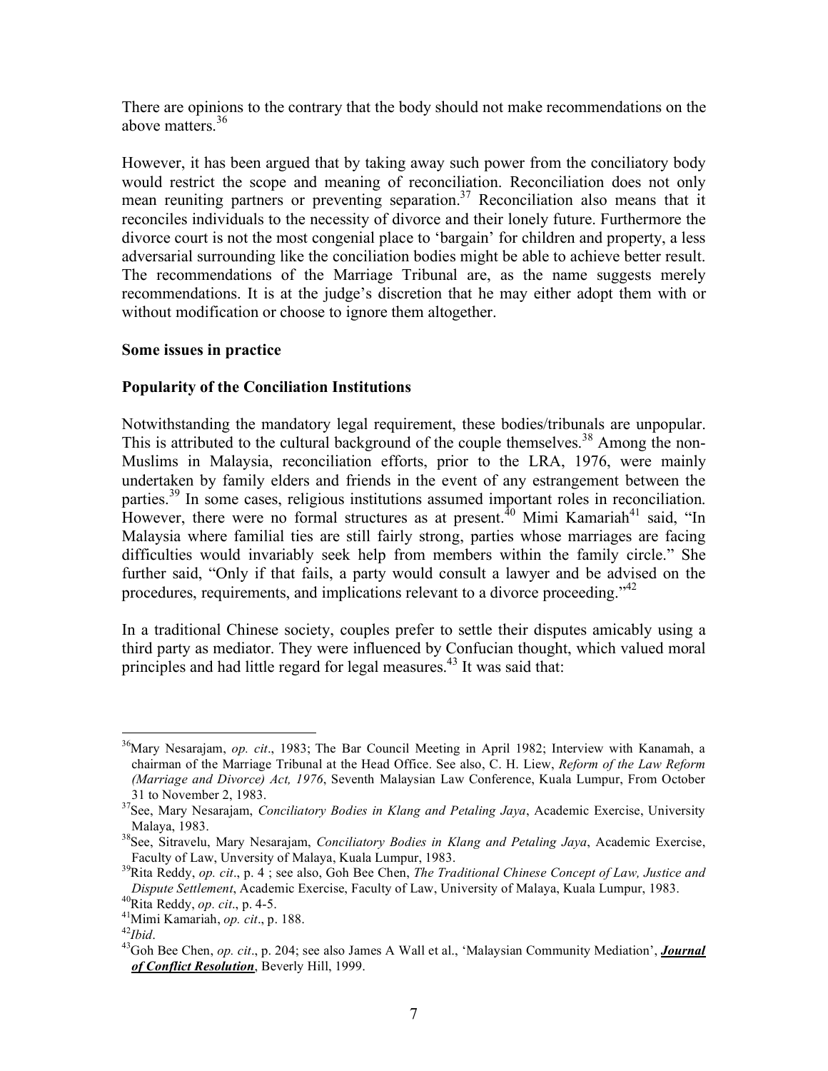There are opinions to the contrary that the body should not make recommendations on the above matters.[36]

However, it has been argued that by taking away such power from the conciliatory body would restrict the scope and meaning of reconciliation. Reconciliation does not only mean reuniting partners or preventing separation.[37] Reconciliation also means that it reconciles individuals to the necessity of divorce and their lonely future. Furthermore the divorce court is not the most congenial place to 'bargain' for children and property, a less adversarial surrounding like the conciliation bodies might be able to achieve better result. The recommendations of the Marriage Tribunal are, as the name suggests merely recommendations. It is at the judge's discretion that he may either adopt them with or without modification or choose to ignore them altogether.

**Some issues in practice**

**Popularity of the Conciliation Institutions**

Notwithstanding the mandatory legal requirement, these bodies/tribunals are unpopular. This is attributed to the cultural background of the couple themselves.[38] Among the non-Muslims in Malaysia, reconciliation efforts, prior to the LRA, 1976, were mainly undertaken by family elders and friends in the event of any estrangement between the parties.[39] In some cases, religious institutions assumed important roles in reconciliation. However, there were no formal structures as at present.[40] Mimi Kamariah[41] said, "In Malaysia where familial ties are still fairly strong, parties whose marriages are facing difficulties would invariably seek help from members within the family circle." She further said, "Only if that fails, a party would consult a lawyer and be advised on the procedures, requirements, and implications relevant to a divorce proceeding."[42]

In a traditional Chinese society, couples prefer to settle their disputes amicably using a third party as mediator. They were influenced by Confucian thought, which valued moral principles and had little regard for legal measures.[43] It was said that:

---

[36] Mary Nesarajam, *op. cit*., 1983; The Bar Council Meeting in April 1982; Interview with Kanamah, a chairman of the Marriage Tribunal at the Head Office. See also, C. H. Liew, *Reform of the Law Reform (Marriage and Divorce) Act, 1976*, Seventh Malaysian Law Conference, Kuala Lumpur, From October 31 to November 2, 1983.

[37] See, Mary Nesarajam, *Conciliatory Bodies in Klang and Petaling Jaya*, Academic Exercise, University Malaya, 1983.

[38] See, Sitravelu, Mary Nesarajam, *Conciliatory Bodies in Klang and Petaling Jaya*, Academic Exercise, Faculty of Law, Unversity of Malaya, Kuala Lumpur, 1983.

[39] Rita Reddy, *op. cit*., p. 4 ; see also, Goh Bee Chen, *The Traditional Chinese Concept of Law, Justice and Dispute Settlement*, Academic Exercise, Faculty of Law, University of Malaya, Kuala Lumpur, 1983.

[40] Rita Reddy, *op. cit*., p. 4-5.

[41] Mimi Kamariah, *op. cit*., p. 188.

[42] *Ibid*.

[43] Goh Bee Chen, *op. cit*., p. 204; see also James A Wall et al., 'Malaysian Community Mediation', ***Journal of Conflict Resolution***, Beverly Hill, 1999.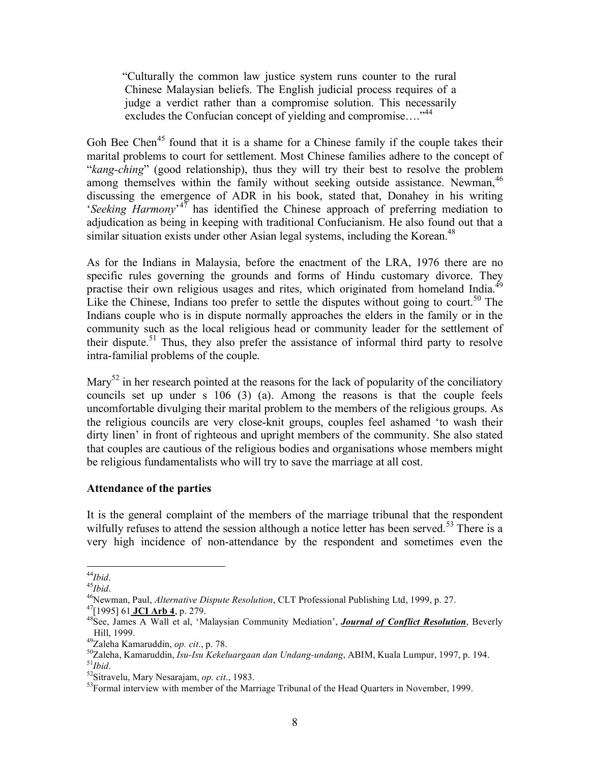> "Culturally the common law justice system runs counter to the rural Chinese Malaysian beliefs. The English judicial process requires of a judge a verdict rather than a compromise solution. This necessarily excludes the Confucian concept of yielding and compromise…."[44]

Goh Bee Chen[45] found that it is a shame for a Chinese family if the couple takes their marital problems to court for settlement. Most Chinese families adhere to the concept of "*kang-ching*" (good relationship), thus they will try their best to resolve the problem among themselves within the family without seeking outside assistance. Newman,[46] discussing the emergence of ADR in his book, stated that, Donahey in his writing '*Seeking Harmony*'[47] has identified the Chinese approach of preferring mediation to adjudication as being in keeping with traditional Confucianism. He also found out that a similar situation exists under other Asian legal systems, including the Korean.[48]

As for the Indians in Malaysia, before the enactment of the LRA, 1976 there are no specific rules governing the grounds and forms of Hindu customary divorce. They practise their own religious usages and rites, which originated from homeland India.[49] Like the Chinese, Indians too prefer to settle the disputes without going to court.[50] The Indians couple who is in dispute normally approaches the elders in the family or in the community such as the local religious head or community leader for the settlement of their dispute.[51] Thus, they also prefer the assistance of informal third party to resolve intra-familial problems of the couple.

Mary[52] in her research pointed at the reasons for the lack of popularity of the conciliatory councils set up under s 106 (3) (a). Among the reasons is that the couple feels uncomfortable divulging their marital problem to the members of the religious groups. As the religious councils are very close-knit groups, couples feel ashamed 'to wash their dirty linen' in front of righteous and upright members of the community. She also stated that couples are cautious of the religious bodies and organisations whose members might be religious fundamentalists who will try to save the marriage at all cost.

**Attendance of the parties**

It is the general complaint of the members of the marriage tribunal that the respondent wilfully refuses to attend the session although a notice letter has been served.[53] There is a very high incidence of non-attendance by the respondent and sometimes even the

---

[44] *Ibid*.

[45] *Ibid*.

[46] Newman, Paul, *Alternative Dispute Resolution*, CLT Professional Publishing Ltd, 1999, p. 27.

[47] [1995] 61 **JCI Arb 4**, p. 279.

[48] See, James A Wall et al, 'Malaysian Community Mediation', ***Journal of Conflict Resolution***, Beverly Hill, 1999.

[49] Zaleha Kamaruddin, *op. cit*., p. 78.

[50] Zaleha, Kamaruddin, *Isu-Isu Kekeluargaan dan Undang-undang*, ABIM, Kuala Lumpur, 1997, p. 194.

[51] *Ibid*.

[52] Sitravelu, Mary Nesarajam, *op. cit*., 1983.

[53] Formal interview with member of the Marriage Tribunal of the Head Quarters in November, 1999.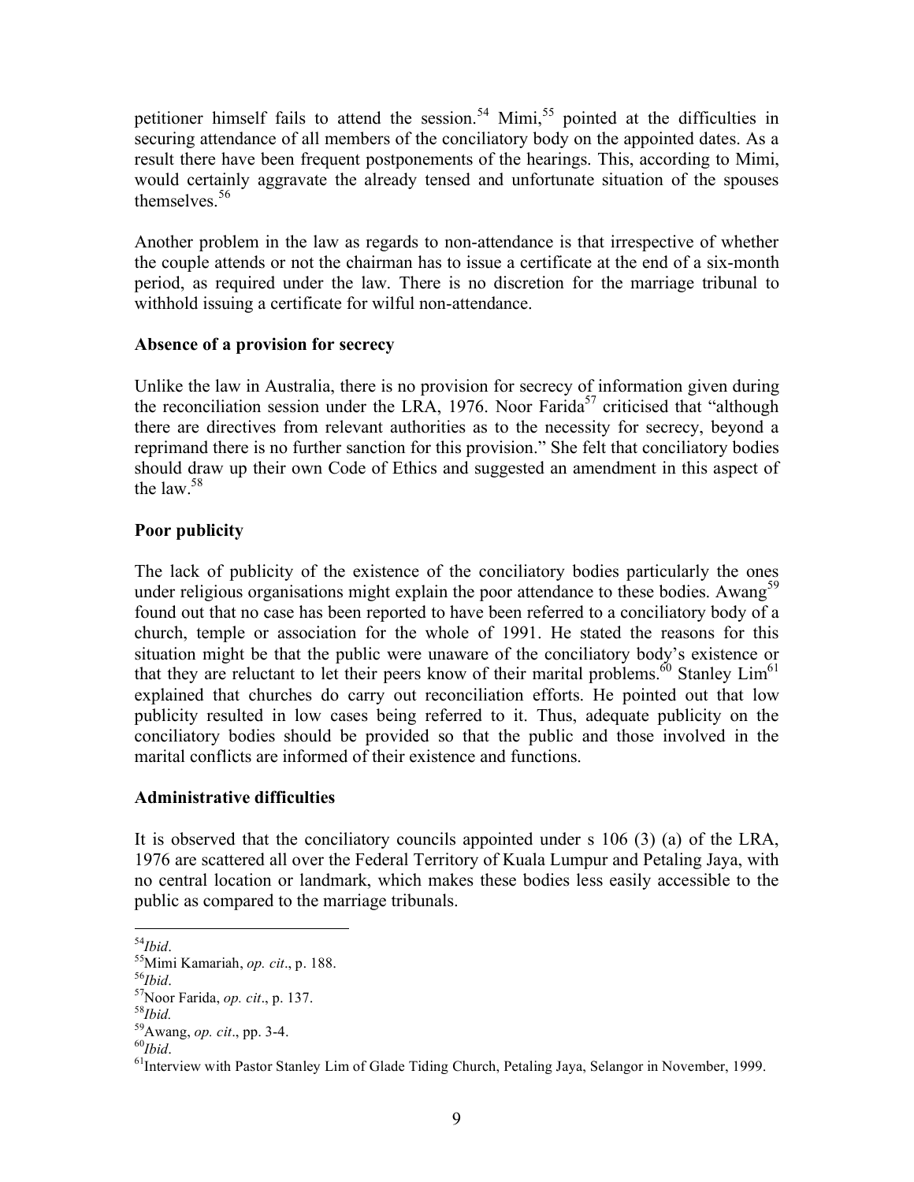petitioner himself fails to attend the session.[54] Mimi,[55] pointed at the difficulties in securing attendance of all members of the conciliatory body on the appointed dates. As a result there have been frequent postponements of the hearings. This, according to Mimi, would certainly aggravate the already tensed and unfortunate situation of the spouses themselves.[56]

Another problem in the law as regards to non-attendance is that irrespective of whether the couple attends or not the chairman has to issue a certificate at the end of a six-month period, as required under the law. There is no discretion for the marriage tribunal to withhold issuing a certificate for wilful non-attendance.

**Absence of a provision for secrecy**

Unlike the law in Australia, there is no provision for secrecy of information given during the reconciliation session under the LRA, 1976. Noor Farida[57] criticised that "although there are directives from relevant authorities as to the necessity for secrecy, beyond a reprimand there is no further sanction for this provision." She felt that conciliatory bodies should draw up their own Code of Ethics and suggested an amendment in this aspect of the law.[58]

**Poor publicity**

The lack of publicity of the existence of the conciliatory bodies particularly the ones under religious organisations might explain the poor attendance to these bodies. Awang[59] found out that no case has been reported to have been referred to a conciliatory body of a church, temple or association for the whole of 1991. He stated the reasons for this situation might be that the public were unaware of the conciliatory body's existence or that they are reluctant to let their peers know of their marital problems.[60] Stanley Lim[61] explained that churches do carry out reconciliation efforts. He pointed out that low publicity resulted in low cases being referred to it. Thus, adequate publicity on the conciliatory bodies should be provided so that the public and those involved in the marital conflicts are informed of their existence and functions.

**Administrative difficulties**

It is observed that the conciliatory councils appointed under s 106 (3) (a) of the LRA, 1976 are scattered all over the Federal Territory of Kuala Lumpur and Petaling Jaya, with no central location or landmark, which makes these bodies less easily accessible to the public as compared to the marriage tribunals.

---

[54] *Ibid*.

[55] Mimi Kamariah, *op. cit*., p. 188.

[56] *Ibid*.

[57] Noor Farida, *op. cit*., p. 137.

[58] *Ibid.*

[59] Awang, *op. cit*., pp. 3-4.

[60] *Ibid*.

[61] Interview with Pastor Stanley Lim of Glade Tiding Church, Petaling Jaya, Selangor in November, 1999.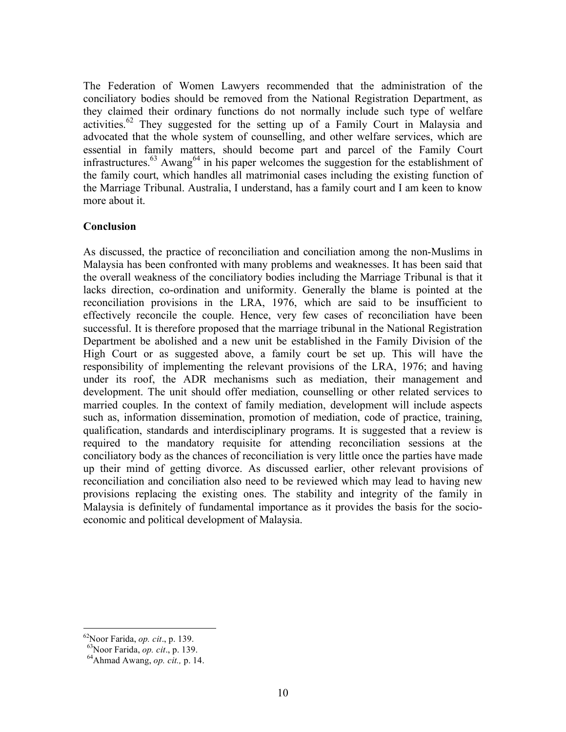The Federation of Women Lawyers recommended that the administration of the conciliatory bodies should be removed from the National Registration Department, as they claimed their ordinary functions do not normally include such type of welfare activities.[62] They suggested for the setting up of a Family Court in Malaysia and advocated that the whole system of counselling, and other welfare services, which are essential in family matters, should become part and parcel of the Family Court infrastructures.[63] Awang[64] in his paper welcomes the suggestion for the establishment of the family court, which handles all matrimonial cases including the existing function of the Marriage Tribunal. Australia, I understand, has a family court and I am keen to know more about it.

**Conclusion**

As discussed, the practice of reconciliation and conciliation among the non-Muslims in Malaysia has been confronted with many problems and weaknesses. It has been said that the overall weakness of the conciliatory bodies including the Marriage Tribunal is that it lacks direction, co-ordination and uniformity. Generally the blame is pointed at the reconciliation provisions in the LRA, 1976, which are said to be insufficient to effectively reconcile the couple. Hence, very few cases of reconciliation have been successful. It is therefore proposed that the marriage tribunal in the National Registration Department be abolished and a new unit be established in the Family Division of the High Court or as suggested above, a family court be set up. This will have the responsibility of implementing the relevant provisions of the LRA, 1976; and having under its roof, the ADR mechanisms such as mediation, their management and development. The unit should offer mediation, counselling or other related services to married couples. In the context of family mediation, development will include aspects such as, information dissemination, promotion of mediation, code of practice, training, qualification, standards and interdisciplinary programs. It is suggested that a review is required to the mandatory requisite for attending reconciliation sessions at the conciliatory body as the chances of reconciliation is very little once the parties have made up their mind of getting divorce. As discussed earlier, other relevant provisions of reconciliation and conciliation also need to be reviewed which may lead to having new provisions replacing the existing ones. The stability and integrity of the family in Malaysia is definitely of fundamental importance as it provides the basis for the socio-economic and political development of Malaysia.

---

[62] Noor Farida, *op. cit*., p. 139.

[63] Noor Farida, *op. cit*., p. 139.

[64] Ahmad Awang, *op. cit.,* p. 14.